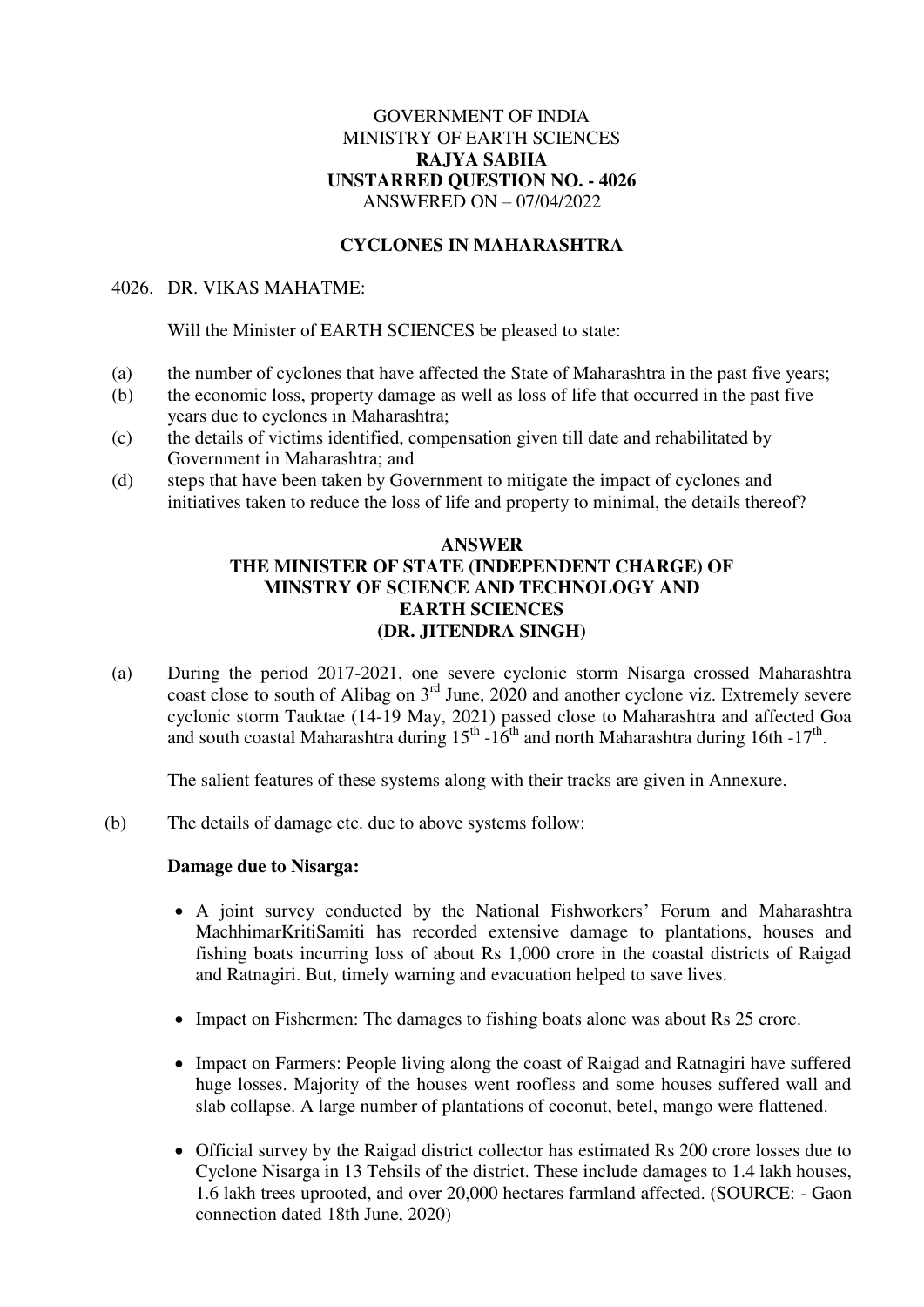GOVERNMENT OF INDIA
MINISTRY OF EARTH SCIENCES
**RAJYA SABHA**
**UNSTARRED QUESTION NO. - 4026**
ANSWERED ON – 07/04/2022

**CYCLONES IN MAHARASHTRA**

4026. DR. VIKAS MAHATME:

Will the Minister of EARTH SCIENCES be pleased to state:

(a) the number of cyclones that have affected the State of Maharashtra in the past five years;
(b) the economic loss, property damage as well as loss of life that occurred in the past five years due to cyclones in Maharashtra;
(c) the details of victims identified, compensation given till date and rehabilitated by Government in Maharashtra; and
(d) steps that have been taken by Government to mitigate the impact of cyclones and initiatives taken to reduce the loss of life and property to minimal, the details thereof?

**ANSWER**
**THE MINISTER OF STATE (INDEPENDENT CHARGE) OF MINSTRY OF SCIENCE AND TECHNOLOGY AND EARTH SCIENCES**
**(DR. JITENDRA SINGH)**

(a) During the period 2017-2021, one severe cyclonic storm Nisarga crossed Maharashtra coast close to south of Alibag on 3rd June, 2020 and another cyclone viz. Extremely severe cyclonic storm Tauktae (14-19 May, 2021) passed close to Maharashtra and affected Goa and south coastal Maharashtra during 15th -16th and north Maharashtra during 16th -17th.

The salient features of these systems along with their tracks are given in Annexure.

(b) The details of damage etc. due to above systems follow:

**Damage due to Nisarga:**

- A joint survey conducted by the National Fishworkers' Forum and Maharashtra MachhimarKritiSamiti has recorded extensive damage to plantations, houses and fishing boats incurring loss of about Rs 1,000 crore in the coastal districts of Raigad and Ratnagiri. But, timely warning and evacuation helped to save lives.
- Impact on Fishermen: The damages to fishing boats alone was about Rs 25 crore.
- Impact on Farmers: People living along the coast of Raigad and Ratnagiri have suffered huge losses. Majority of the houses went roofless and some houses suffered wall and slab collapse. A large number of plantations of coconut, betel, mango were flattened.
- Official survey by the Raigad district collector has estimated Rs 200 crore losses due to Cyclone Nisarga in 13 Tehsils of the district. These include damages to 1.4 lakh houses, 1.6 lakh trees uprooted, and over 20,000 hectares farmland affected. (SOURCE: - Gaon connection dated 18th June, 2020)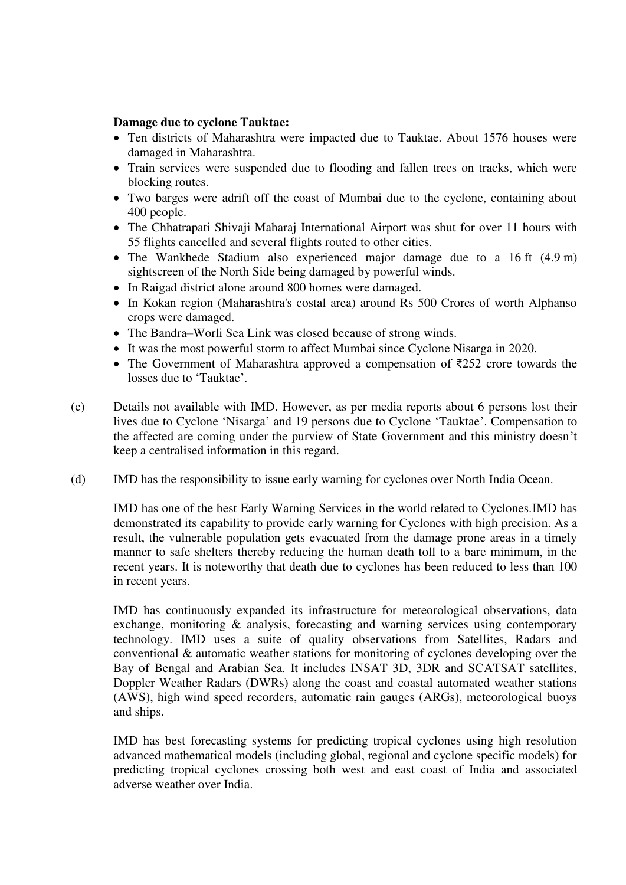**Damage due to cyclone Tauktae:**

- Ten districts of Maharashtra were impacted due to Tauktae. About 1576 houses were damaged in Maharashtra.
- Train services were suspended due to flooding and fallen trees on tracks, which were blocking routes.
- Two barges were adrift off the coast of Mumbai due to the cyclone, containing about 400 people.
- The Chhatrapati Shivaji Maharaj International Airport was shut for over 11 hours with 55 flights cancelled and several flights routed to other cities.
- The Wankhede Stadium also experienced major damage due to a 16 ft (4.9 m) sightscreen of the North Side being damaged by powerful winds.
- In Raigad district alone around 800 homes were damaged.
- In Kokan region (Maharashtra's costal area) around Rs 500 Crores of worth Alphanso crops were damaged.
- The Bandra–Worli Sea Link was closed because of strong winds.
- It was the most powerful storm to affect Mumbai since Cyclone Nisarga in 2020.
- The Government of Maharashtra approved a compensation of ₹252 crore towards the losses due to 'Tauktae'.

(c) Details not available with IMD. However, as per media reports about 6 persons lost their lives due to Cyclone 'Nisarga' and 19 persons due to Cyclone 'Tauktae'. Compensation to the affected are coming under the purview of State Government and this ministry doesn't keep a centralised information in this regard.

(d) IMD has the responsibility to issue early warning for cyclones over North India Ocean.

IMD has one of the best Early Warning Services in the world related to Cyclones.IMD has demonstrated its capability to provide early warning for Cyclones with high precision. As a result, the vulnerable population gets evacuated from the damage prone areas in a timely manner to safe shelters thereby reducing the human death toll to a bare minimum, in the recent years. It is noteworthy that death due to cyclones has been reduced to less than 100 in recent years.

IMD has continuously expanded its infrastructure for meteorological observations, data exchange, monitoring & analysis, forecasting and warning services using contemporary technology. IMD uses a suite of quality observations from Satellites, Radars and conventional & automatic weather stations for monitoring of cyclones developing over the Bay of Bengal and Arabian Sea. It includes INSAT 3D, 3DR and SCATSAT satellites, Doppler Weather Radars (DWRs) along the coast and coastal automated weather stations (AWS), high wind speed recorders, automatic rain gauges (ARGs), meteorological buoys and ships.

IMD has best forecasting systems for predicting tropical cyclones using high resolution advanced mathematical models (including global, regional and cyclone specific models) for predicting tropical cyclones crossing both west and east coast of India and associated adverse weather over India.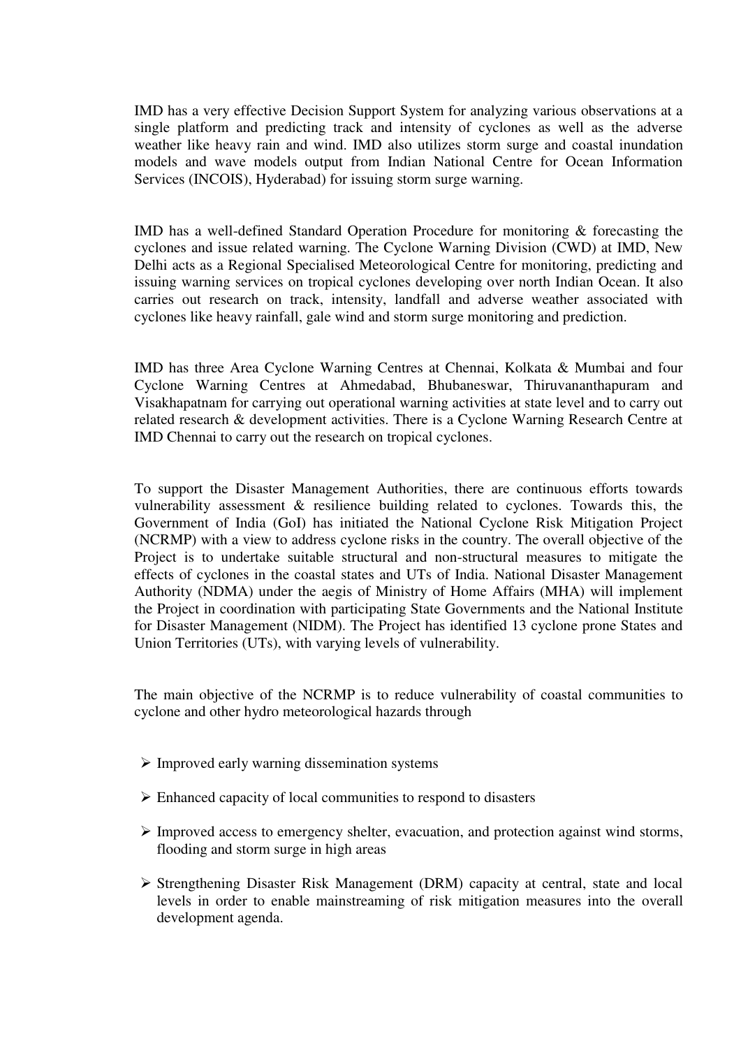IMD has a very effective Decision Support System for analyzing various observations at a single platform and predicting track and intensity of cyclones as well as the adverse weather like heavy rain and wind. IMD also utilizes storm surge and coastal inundation models and wave models output from Indian National Centre for Ocean Information Services (INCOIS), Hyderabad) for issuing storm surge warning.

IMD has a well-defined Standard Operation Procedure for monitoring & forecasting the cyclones and issue related warning. The Cyclone Warning Division (CWD) at IMD, New Delhi acts as a Regional Specialised Meteorological Centre for monitoring, predicting and issuing warning services on tropical cyclones developing over north Indian Ocean. It also carries out research on track, intensity, landfall and adverse weather associated with cyclones like heavy rainfall, gale wind and storm surge monitoring and prediction.

IMD has three Area Cyclone Warning Centres at Chennai, Kolkata & Mumbai and four Cyclone Warning Centres at Ahmedabad, Bhubaneswar, Thiruvananthapuram and Visakhapatnam for carrying out operational warning activities at state level and to carry out related research & development activities. There is a Cyclone Warning Research Centre at IMD Chennai to carry out the research on tropical cyclones.

To support the Disaster Management Authorities, there are continuous efforts towards vulnerability assessment & resilience building related to cyclones. Towards this, the Government of India (GoI) has initiated the National Cyclone Risk Mitigation Project (NCRMP) with a view to address cyclone risks in the country. The overall objective of the Project is to undertake suitable structural and non-structural measures to mitigate the effects of cyclones in the coastal states and UTs of India. National Disaster Management Authority (NDMA) under the aegis of Ministry of Home Affairs (MHA) will implement the Project in coordination with participating State Governments and the National Institute for Disaster Management (NIDM). The Project has identified 13 cyclone prone States and Union Territories (UTs), with varying levels of vulnerability.

The main objective of the NCRMP is to reduce vulnerability of coastal communities to cyclone and other hydro meteorological hazards through

- Improved early warning dissemination systems
- Enhanced capacity of local communities to respond to disasters
- Improved access to emergency shelter, evacuation, and protection against wind storms, flooding and storm surge in high areas
- Strengthening Disaster Risk Management (DRM) capacity at central, state and local levels in order to enable mainstreaming of risk mitigation measures into the overall development agenda.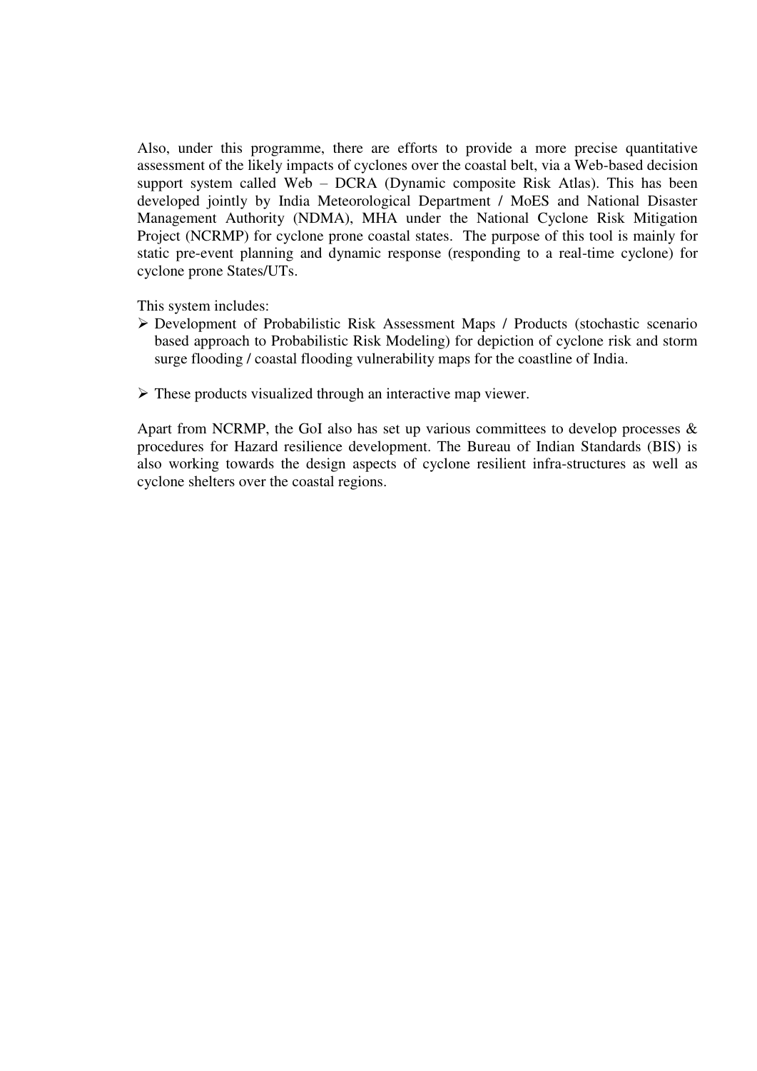Also, under this programme, there are efforts to provide a more precise quantitative assessment of the likely impacts of cyclones over the coastal belt, via a Web-based decision support system called Web – DCRA (Dynamic composite Risk Atlas). This has been developed jointly by India Meteorological Department / MoES and National Disaster Management Authority (NDMA), MHA under the National Cyclone Risk Mitigation Project (NCRMP) for cyclone prone coastal states. The purpose of this tool is mainly for static pre-event planning and dynamic response (responding to a real-time cyclone) for cyclone prone States/UTs.

This system includes:

- Development of Probabilistic Risk Assessment Maps / Products (stochastic scenario based approach to Probabilistic Risk Modeling) for depiction of cyclone risk and storm surge flooding / coastal flooding vulnerability maps for the coastline of India.

- These products visualized through an interactive map viewer.

Apart from NCRMP, the GoI also has set up various committees to develop processes & procedures for Hazard resilience development. The Bureau of Indian Standards (BIS) is also working towards the design aspects of cyclone resilient infra-structures as well as cyclone shelters over the coastal regions.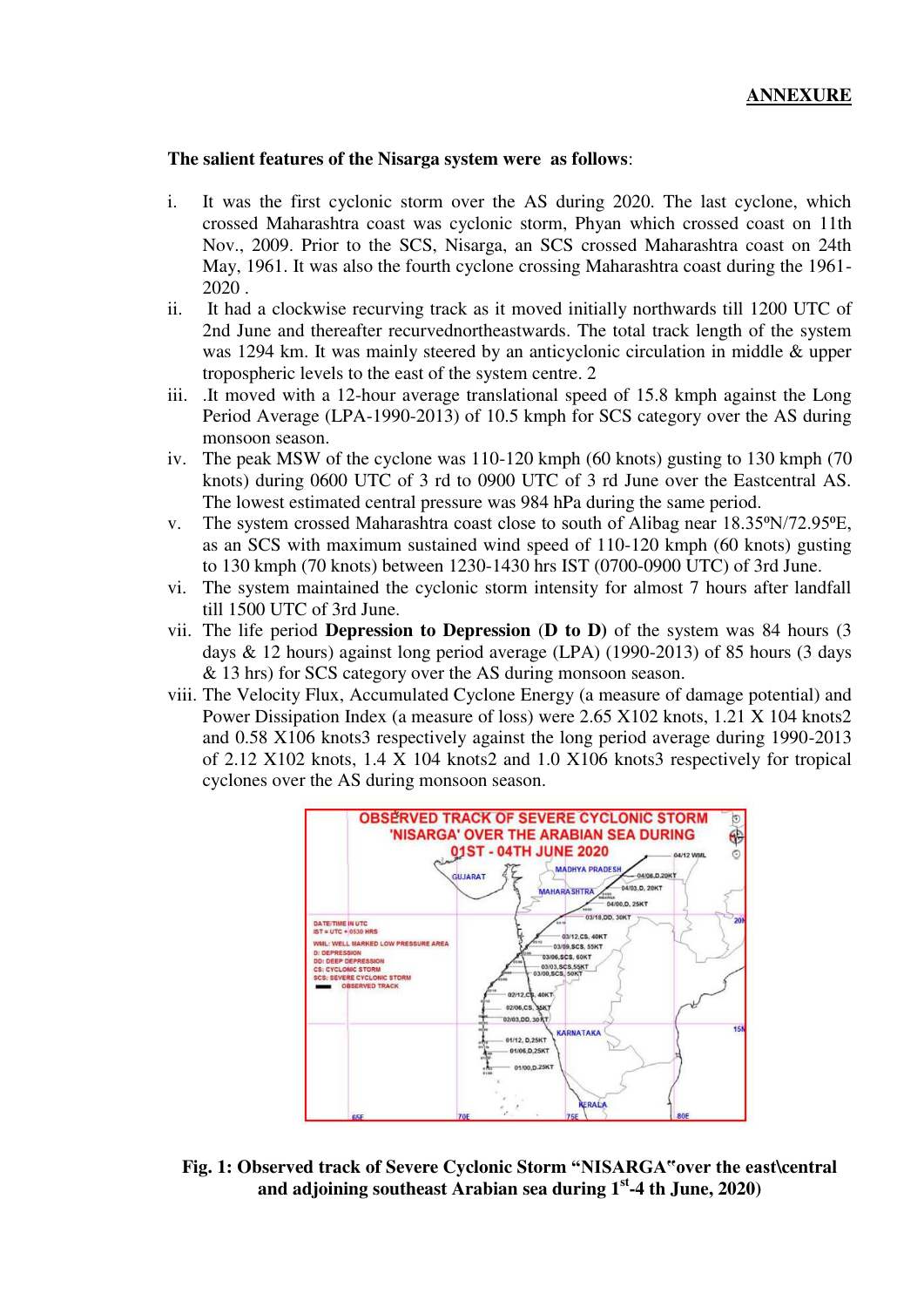**ANNEXURE**

**The salient features of the Nisarga system were as follows**:

i. It was the first cyclonic storm over the AS during 2020. The last cyclone, which crossed Maharashtra coast was cyclonic storm, Phyan which crossed coast on 11th Nov., 2009. Prior to the SCS, Nisarga, an SCS crossed Maharashtra coast on 24th May, 1961. It was also the fourth cyclone crossing Maharashtra coast during the 1961-2020 .

ii. It had a clockwise recurving track as it moved initially northwards till 1200 UTC of 2nd June and thereafter recurvednortheastwards. The total track length of the system was 1294 km. It was mainly steered by an anticyclonic circulation in middle & upper tropospheric levels to the east of the system centre. 2

iii. .It moved with a 12-hour average translational speed of 15.8 kmph against the Long Period Average (LPA-1990-2013) of 10.5 kmph for SCS category over the AS during monsoon season.

iv. The peak MSW of the cyclone was 110-120 kmph (60 knots) gusting to 130 kmph (70 knots) during 0600 UTC of 3 rd to 0900 UTC of 3 rd June over the Eastcentral AS. The lowest estimated central pressure was 984 hPa during the same period.

v. The system crossed Maharashtra coast close to south of Alibag near 18.35ºN/72.95ºE, as an SCS with maximum sustained wind speed of 110-120 kmph (60 knots) gusting to 130 kmph (70 knots) between 1230-1430 hrs IST (0700-0900 UTC) of 3rd June.

vi. The system maintained the cyclonic storm intensity for almost 7 hours after landfall till 1500 UTC of 3rd June.

vii. The life period **Depression to Depression** (**D to D**) of the system was 84 hours (3 days & 12 hours) against long period average (LPA) (1990-2013) of 85 hours (3 days & 13 hrs) for SCS category over the AS during monsoon season.

viii. The Velocity Flux, Accumulated Cyclone Energy (a measure of damage potential) and Power Dissipation Index (a measure of loss) were 2.65 X102 knots, 1.21 X 104 knots2 and 0.58 X106 knots3 respectively against the long period average during 1990-2013 of 2.12 X102 knots, 1.4 X 104 knots2 and 1.0 X106 knots3 respectively for tropical cyclones over the AS during monsoon season.

**Fig. 1: Observed track of Severe Cyclonic Storm "NISARGA"over the east\central and adjoining southeast Arabian sea during 1st-4 th June, 2020)**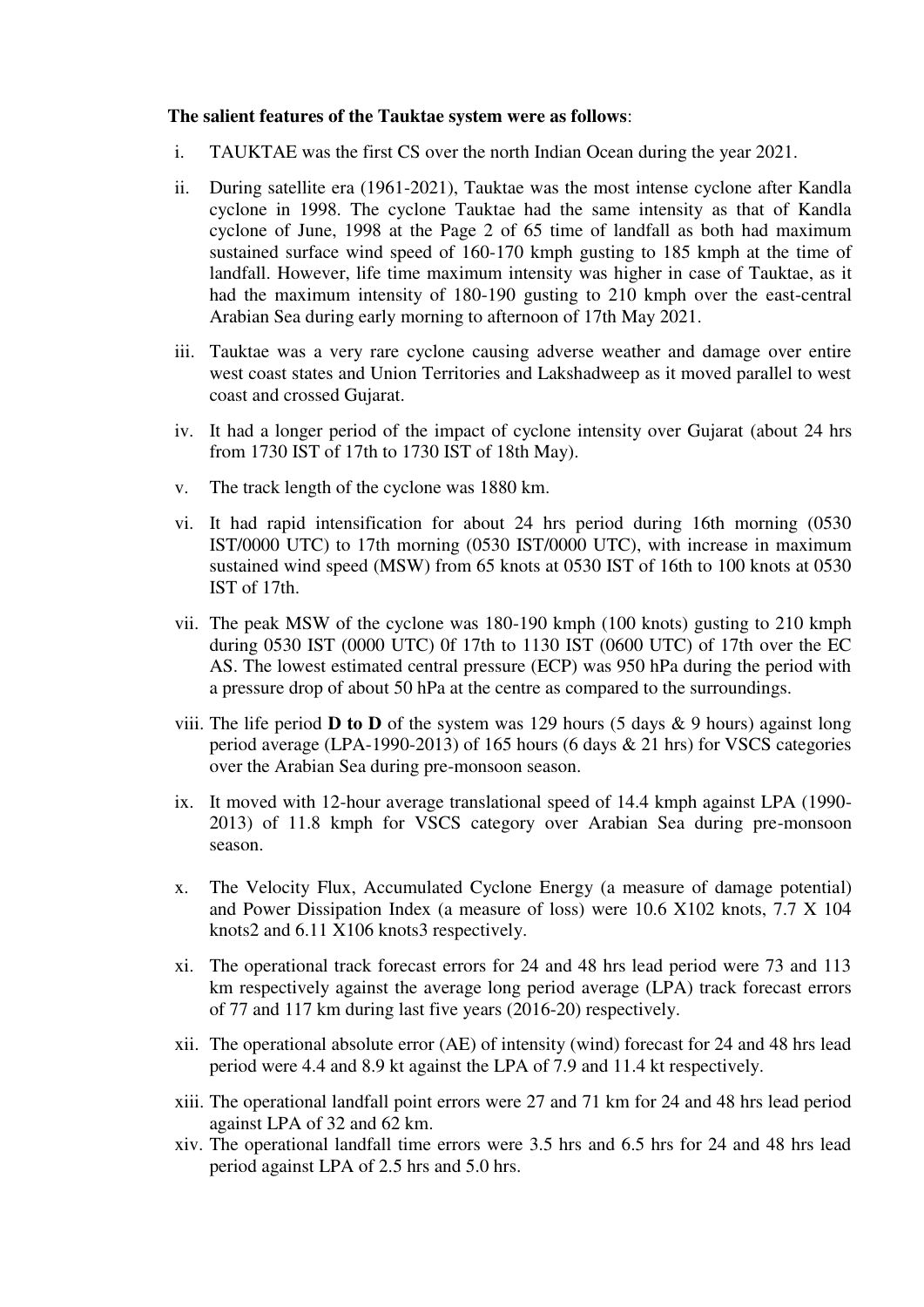**The salient features of the Tauktae system were as follows**:

i. TAUKTAE was the first CS over the north Indian Ocean during the year 2021.

ii. During satellite era (1961-2021), Tauktae was the most intense cyclone after Kandla cyclone in 1998. The cyclone Tauktae had the same intensity as that of Kandla cyclone of June, 1998 at the Page 2 of 65 time of landfall as both had maximum sustained surface wind speed of 160-170 kmph gusting to 185 kmph at the time of landfall. However, life time maximum intensity was higher in case of Tauktae, as it had the maximum intensity of 180-190 gusting to 210 kmph over the east-central Arabian Sea during early morning to afternoon of 17th May 2021.

iii. Tauktae was a very rare cyclone causing adverse weather and damage over entire west coast states and Union Territories and Lakshadweep as it moved parallel to west coast and crossed Gujarat.

iv. It had a longer period of the impact of cyclone intensity over Gujarat (about 24 hrs from 1730 IST of 17th to 1730 IST of 18th May).

v. The track length of the cyclone was 1880 km.

vi. It had rapid intensification for about 24 hrs period during 16th morning (0530 IST/0000 UTC) to 17th morning (0530 IST/0000 UTC), with increase in maximum sustained wind speed (MSW) from 65 knots at 0530 IST of 16th to 100 knots at 0530 IST of 17th.

vii. The peak MSW of the cyclone was 180-190 kmph (100 knots) gusting to 210 kmph during 0530 IST (0000 UTC) 0f 17th to 1130 IST (0600 UTC) of 17th over the EC AS. The lowest estimated central pressure (ECP) was 950 hPa during the period with a pressure drop of about 50 hPa at the centre as compared to the surroundings.

viii. The life period **D to D** of the system was 129 hours (5 days & 9 hours) against long period average (LPA-1990-2013) of 165 hours (6 days & 21 hrs) for VSCS categories over the Arabian Sea during pre-monsoon season.

ix. It moved with 12-hour average translational speed of 14.4 kmph against LPA (1990-2013) of 11.8 kmph for VSCS category over Arabian Sea during pre-monsoon season.

x. The Velocity Flux, Accumulated Cyclone Energy (a measure of damage potential) and Power Dissipation Index (a measure of loss) were 10.6 X102 knots, 7.7 X 104 knots2 and 6.11 X106 knots3 respectively.

xi. The operational track forecast errors for 24 and 48 hrs lead period were 73 and 113 km respectively against the average long period average (LPA) track forecast errors of 77 and 117 km during last five years (2016-20) respectively.

xii. The operational absolute error (AE) of intensity (wind) forecast for 24 and 48 hrs lead period were 4.4 and 8.9 kt against the LPA of 7.9 and 11.4 kt respectively.

xiii. The operational landfall point errors were 27 and 71 km for 24 and 48 hrs lead period against LPA of 32 and 62 km.

xiv. The operational landfall time errors were 3.5 hrs and 6.5 hrs for 24 and 48 hrs lead period against LPA of 2.5 hrs and 5.0 hrs.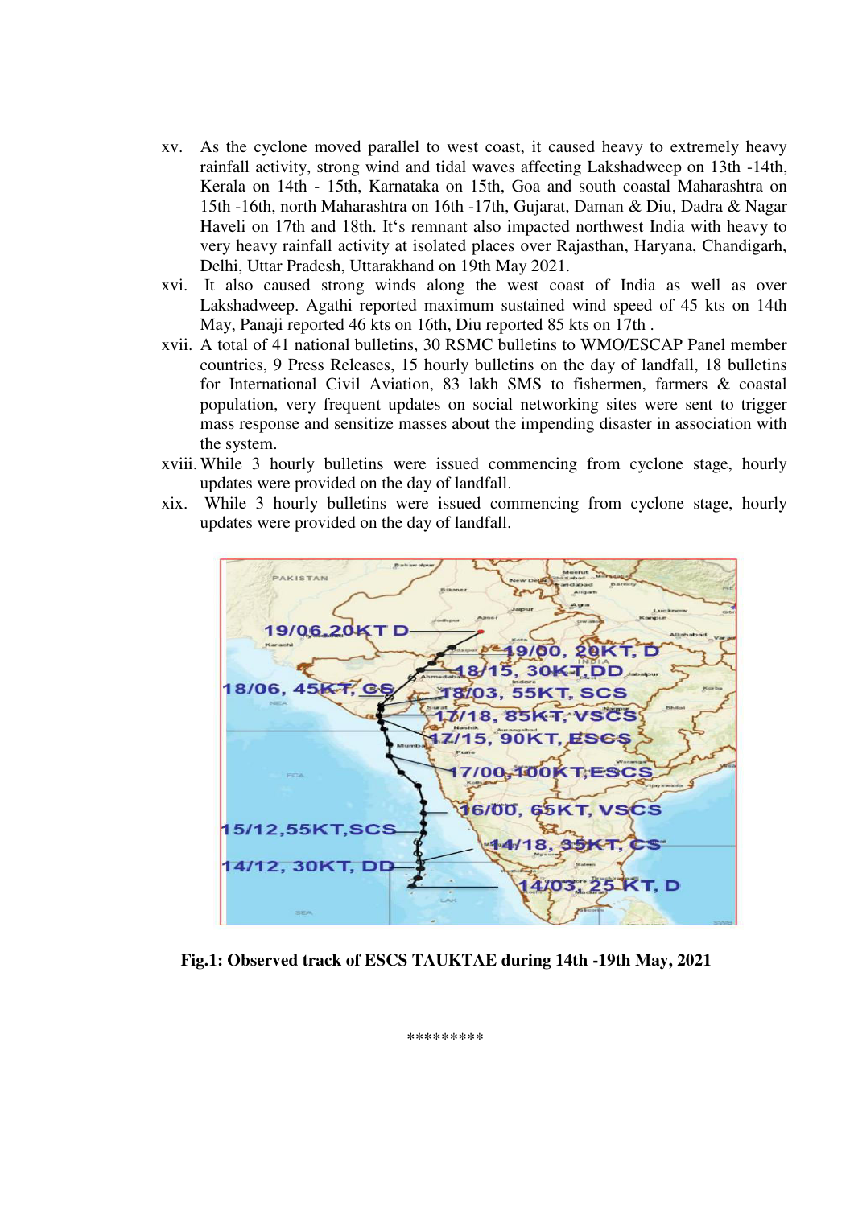xv. As the cyclone moved parallel to west coast, it caused heavy to extremely heavy rainfall activity, strong wind and tidal waves affecting Lakshadweep on 13th -14th, Kerala on 14th - 15th, Karnataka on 15th, Goa and south coastal Maharashtra on 15th -16th, north Maharashtra on 16th -17th, Gujarat, Daman & Diu, Dadra & Nagar Haveli on 17th and 18th. It's remnant also impacted northwest India with heavy to very heavy rainfall activity at isolated places over Rajasthan, Haryana, Chandigarh, Delhi, Uttar Pradesh, Uttarakhand on 19th May 2021.

xvi. It also caused strong winds along the west coast of India as well as over Lakshadweep. Agathi reported maximum sustained wind speed of 45 kts on 14th May, Panaji reported 46 kts on 16th, Diu reported 85 kts on 17th .

xvii. A total of 41 national bulletins, 30 RSMC bulletins to WMO/ESCAP Panel member countries, 9 Press Releases, 15 hourly bulletins on the day of landfall, 18 bulletins for International Civil Aviation, 83 lakh SMS to fishermen, farmers & coastal population, very frequent updates on social networking sites were sent to trigger mass response and sensitize masses about the impending disaster in association with the system.

xviii. While 3 hourly bulletins were issued commencing from cyclone stage, hourly updates were provided on the day of landfall.

xix. While 3 hourly bulletins were issued commencing from cyclone stage, hourly updates were provided on the day of landfall.

19/06,20KT D
19/00, 20KT, D
18/15, 30KT,DD
18/06, 45KT, CS
18/03, 55KT, SCS
17/18, 85KT, VSCS
17/15, 90KT, ESCS
17/00,100KT,ESCS
16/00, 65KT, VSCS
15/12,55KT,SCS
14/18, 35KT, CS
14/12, 30KT, DD
14/03 25 KT, D

**Fig.1: Observed track of ESCS TAUKTAE during 14th -19th May, 2021**

\*\*\*\*\*\*\*\*\*